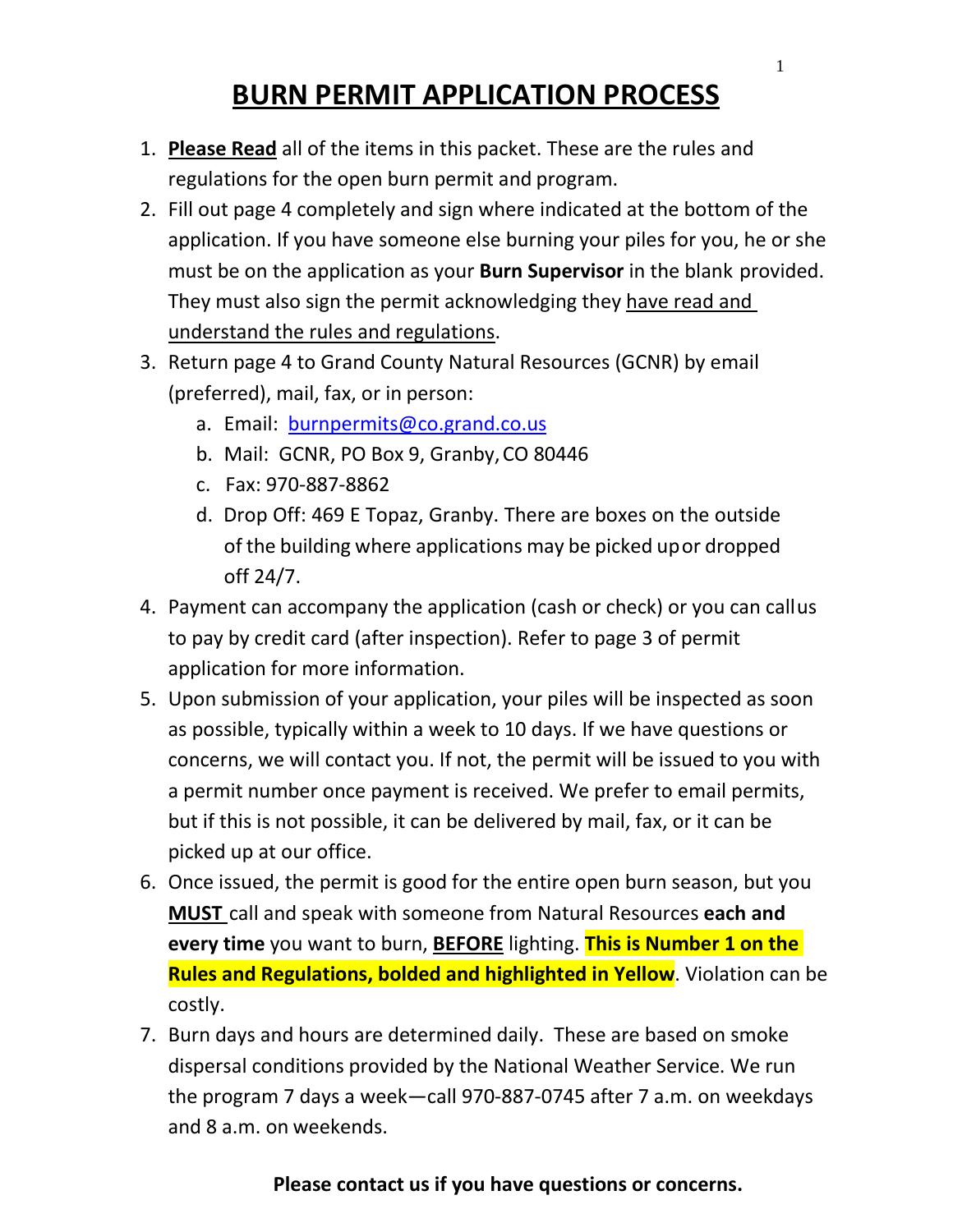# BURN PERMIT APPLICATION PROCESS

1. **Please Read** all of the items in this packet. These are the rules and regulations for the open burn permit and program.
2. Fill out page 4 completely and sign where indicated at the bottom of the application. If you have someone else burning your piles for you, he or she must be on the application as your **Burn Supervisor** in the blank provided. They must also sign the permit acknowledging they have read and understand the rules and regulations.
3. Return page 4 to Grand County Natural Resources (GCNR) by email (preferred), mail, fax, or in person:
   a. Email: burnpermits@co.grand.co.us
   b. Mail: GCNR, PO Box 9, Granby, CO 80446
   c. Fax: 970-887-8862
   d. Drop Off: 469 E Topaz, Granby. There are boxes on the outside of the building where applications may be picked up or dropped off 24/7.
4. Payment can accompany the application (cash or check) or you can call us to pay by credit card (after inspection). Refer to page 3 of permit application for more information.
5. Upon submission of your application, your piles will be inspected as soon as possible, typically within a week to 10 days. If we have questions or concerns, we will contact you. If not, the permit will be issued to you with a permit number once payment is received. We prefer to email permits, but if this is not possible, it can be delivered by mail, fax, or it can be picked up at our office.
6. Once issued, the permit is good for the entire open burn season, but you **MUST** call and speak with someone from Natural Resources **each and every time** you want to burn, **BEFORE** lighting. **This is Number 1 on the Rules and Regulations, bolded and highlighted in Yellow**. Violation can be costly.
7. Burn days and hours are determined daily. These are based on smoke dispersal conditions provided by the National Weather Service. We run the program 7 days a week—call 970-887-0745 after 7 a.m. on weekdays and 8 a.m. on weekends.

**Please contact us if you have questions or concerns.**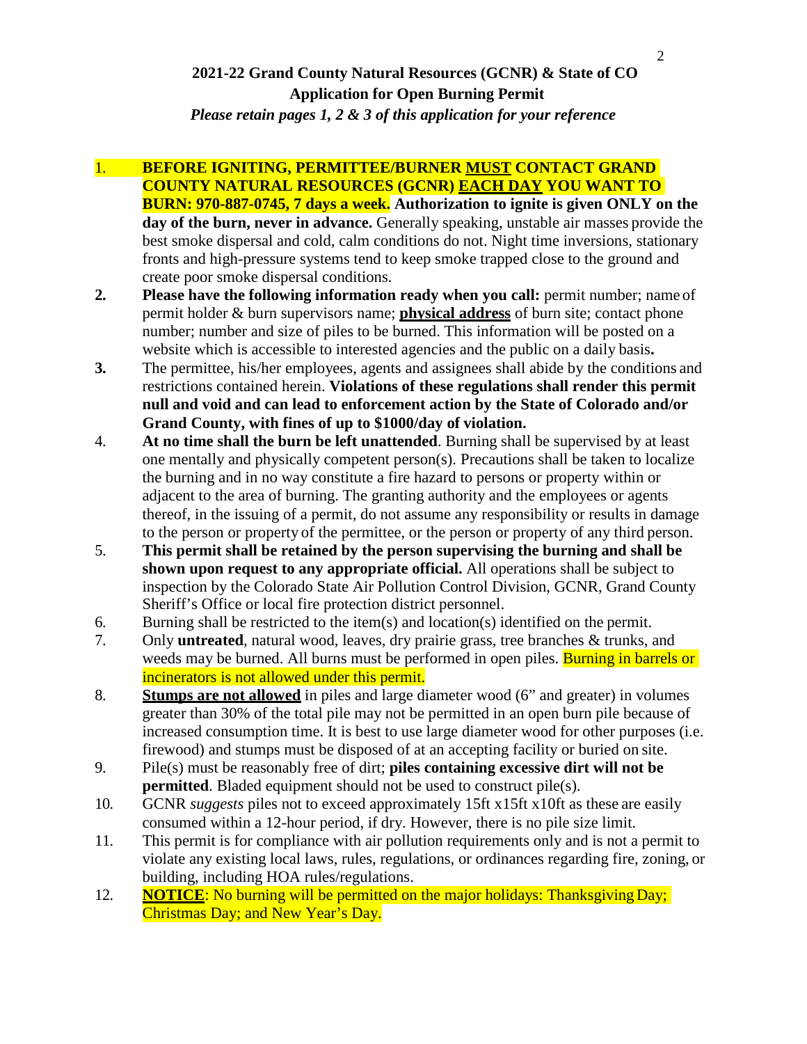**2021-22 Grand County Natural Resources (GCNR) & State of CO**
**Application for Open Burning Permit**
***Please retain pages 1, 2 & 3 of this application for your reference***

1. **BEFORE IGNITING, PERMITTEE/BURNER MUST CONTACT GRAND COUNTY NATURAL RESOURCES (GCNR) EACH DAY YOU WANT TO BURN: 970-887-0745, 7 days a week. Authorization to ignite is given ONLY on the day of the burn, never in advance.** Generally speaking, unstable air masses provide the best smoke dispersal and cold, calm conditions do not. Night time inversions, stationary fronts and high-pressure systems tend to keep smoke trapped close to the ground and create poor smoke dispersal conditions.
2. **Please have the following information ready when you call:** permit number; name of permit holder & burn supervisors name; **physical address** of burn site; contact phone number; number and size of piles to be burned. This information will be posted on a website which is accessible to interested agencies and the public on a daily basis**.**
3. The permittee, his/her employees, agents and assignees shall abide by the conditions and restrictions contained herein. **Violations of these regulations shall render this permit null and void and can lead to enforcement action by the State of Colorado and/or Grand County, with fines of up to $1000/day of violation.**
4. **At no time shall the burn be left unattended**. Burning shall be supervised by at least one mentally and physically competent person(s). Precautions shall be taken to localize the burning and in no way constitute a fire hazard to persons or property within or adjacent to the area of burning. The granting authority and the employees or agents thereof, in the issuing of a permit, do not assume any responsibility or results in damage to the person or property of the permittee, or the person or property of any third person.
5. **This permit shall be retained by the person supervising the burning and shall be shown upon request to any appropriate official.** All operations shall be subject to inspection by the Colorado State Air Pollution Control Division, GCNR, Grand County Sheriff's Office or local fire protection district personnel.
6. Burning shall be restricted to the item(s) and location(s) identified on the permit.
7. Only **untreated**, natural wood, leaves, dry prairie grass, tree branches & trunks, and weeds may be burned. All burns must be performed in open piles. Burning in barrels or incinerators is not allowed under this permit.
8. **Stumps are not allowed** in piles and large diameter wood (6" and greater) in volumes greater than 30% of the total pile may not be permitted in an open burn pile because of increased consumption time. It is best to use large diameter wood for other purposes (i.e. firewood) and stumps must be disposed of at an accepting facility or buried on site.
9. Pile(s) must be reasonably free of dirt; **piles containing excessive dirt will not be permitted**. Bladed equipment should not be used to construct pile(s).
10. GCNR *suggests* piles not to exceed approximately 15ft x15ft x10ft as these are easily consumed within a 12-hour period, if dry. However, there is no pile size limit.
11. This permit is for compliance with air pollution requirements only and is not a permit to violate any existing local laws, rules, regulations, or ordinances regarding fire, zoning, or building, including HOA rules/regulations.
12. **NOTICE**: No burning will be permitted on the major holidays: Thanksgiving Day; Christmas Day; and New Year's Day.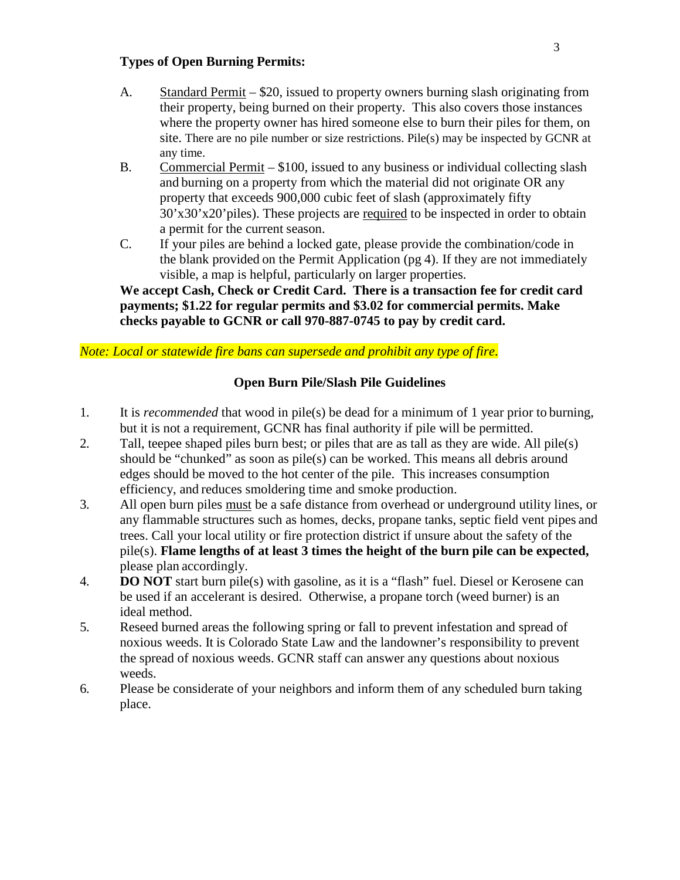**Types of Open Burning Permits:**

A. Standard Permit – $20, issued to property owners burning slash originating from their property, being burned on their property. This also covers those instances where the property owner has hired someone else to burn their piles for them, on site. There are no pile number or size restrictions. Pile(s) may be inspected by GCNR at any time.

B. Commercial Permit – $100, issued to any business or individual collecting slash and burning on a property from which the material did not originate OR any property that exceeds 900,000 cubic feet of slash (approximately fifty 30'x30'x20'piles). These projects are required to be inspected in order to obtain a permit for the current season.

C. If your piles are behind a locked gate, please provide the combination/code in the blank provided on the Permit Application (pg 4). If they are not immediately visible, a map is helpful, particularly on larger properties.

**We accept Cash, Check or Credit Card. There is a transaction fee for credit card payments; $1.22 for regular permits and $3.02 for commercial permits. Make checks payable to GCNR or call 970-887-0745 to pay by credit card.**

*Note: Local or statewide fire bans can supersede and prohibit any type of fire.*

**Open Burn Pile/Slash Pile Guidelines**

1. It is *recommended* that wood in pile(s) be dead for a minimum of 1 year prior to burning, but it is not a requirement, GCNR has final authority if pile will be permitted.
2. Tall, teepee shaped piles burn best; or piles that are as tall as they are wide. All pile(s) should be "chunked" as soon as pile(s) can be worked. This means all debris around edges should be moved to the hot center of the pile. This increases consumption efficiency, and reduces smoldering time and smoke production.
3. All open burn piles must be a safe distance from overhead or underground utility lines, or any flammable structures such as homes, decks, propane tanks, septic field vent pipes and trees. Call your local utility or fire protection district if unsure about the safety of the pile(s). **Flame lengths of at least 3 times the height of the burn pile can be expected,** please plan accordingly.
4. **DO NOT** start burn pile(s) with gasoline, as it is a "flash" fuel. Diesel or Kerosene can be used if an accelerant is desired. Otherwise, a propane torch (weed burner) is an ideal method.
5. Reseed burned areas the following spring or fall to prevent infestation and spread of noxious weeds. It is Colorado State Law and the landowner's responsibility to prevent the spread of noxious weeds. GCNR staff can answer any questions about noxious weeds.
6. Please be considerate of your neighbors and inform them of any scheduled burn taking place.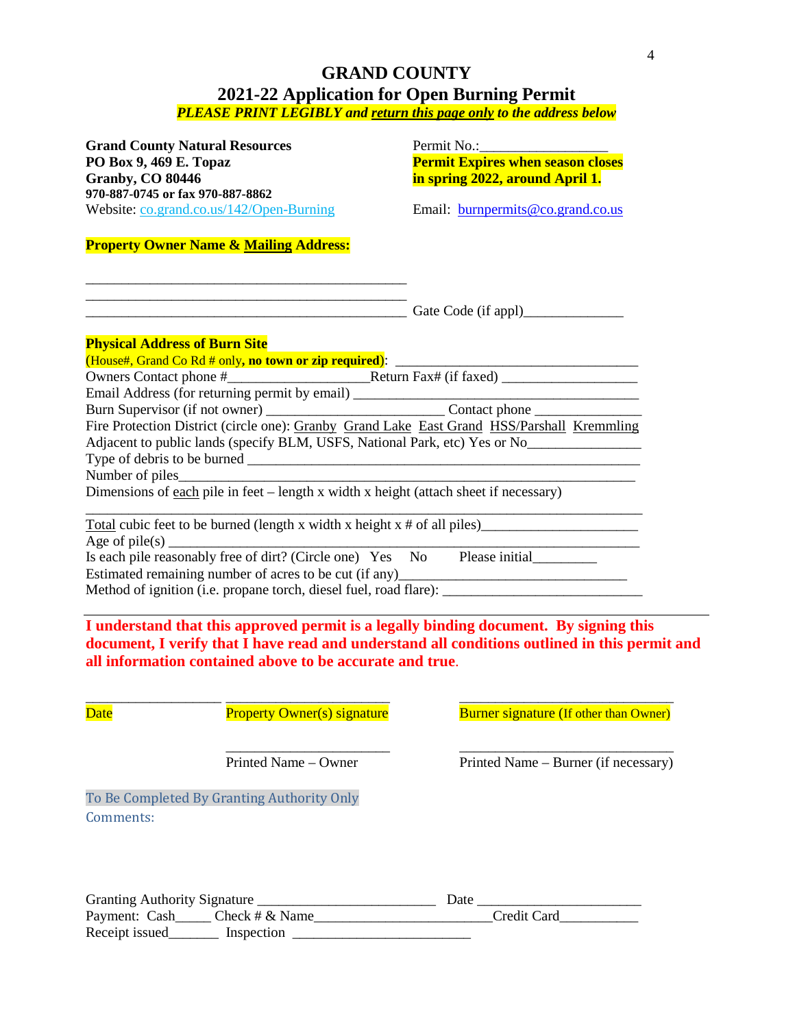# GRAND COUNTY

## 2021-22 Application for Open Burning Permit

***PLEASE PRINT LEGIBLY and return this page only to the address below***

**Grand County Natural Resources**
**PO Box 9, 469 E. Topaz**
**Granby, CO 80446**
**970-887-0745 or fax 970-887-8862**
Website: co.grand.co.us/142/Open-Burning

Permit No.:__________________
**Permit Expires when season closes in spring 2022, around April 1.**

Email: burnpermits@co.grand.co.us

**Property Owner Name & Mailing Address:**

_______________________________________________
_______________________________________________
_______________________________________________ Gate Code (if appl)______________

**Physical Address of Burn Site**
(House#, Grand Co Rd # only, **no town or zip required**): ___________________________________
Owners Contact phone #____________________Return Fax# (if faxed) ___________________
Email Address (for returning permit by email) __________________________________________
Burn Supervisor (if not owner) __________________________ Contact phone _______________
Fire Protection District (circle one): Granby Grand Lake East Grand HSS/Parshall Kremmling
Adjacent to public lands (specify BLM, USFS, National Park, etc) Yes or No________________
Type of debris to be burned _________________________________________________________
Number of piles_____________________________________________________________
Dimensions of each pile in feet – length x width x height (attach sheet if necessary)
_________________________________________________________________________________
Total cubic feet to be burned (length x width x height x # of all piles)______________________
Age of pile(s) _______________________________________________________________________
Is each pile reasonably free of dirt? (Circle one) Yes No Please initial_________
Estimated remaining number of acres to be cut (if any)________________________________
Method of ignition (i.e. propane torch, diesel fuel, road flare): ____________________________

**I understand that this approved permit is a legally binding document. By signing this document, I verify that I have read and understand all conditions outlined in this permit and all information contained above to be accurate and true.**

____________________ ________________________ ________________________________
Date Property Owner(s) signature Burner signature (If other than Owner)

________________________ ________________________________
Printed Name – Owner Printed Name – Burner (if necessary)

To Be Completed By Granting Authority Only
Comments:

Granting Authority Signature _________________________ Date _______________________
Payment: Cash_____ Check # & Name_________________________Credit Card___________
Receipt issued_______ Inspection _________________________